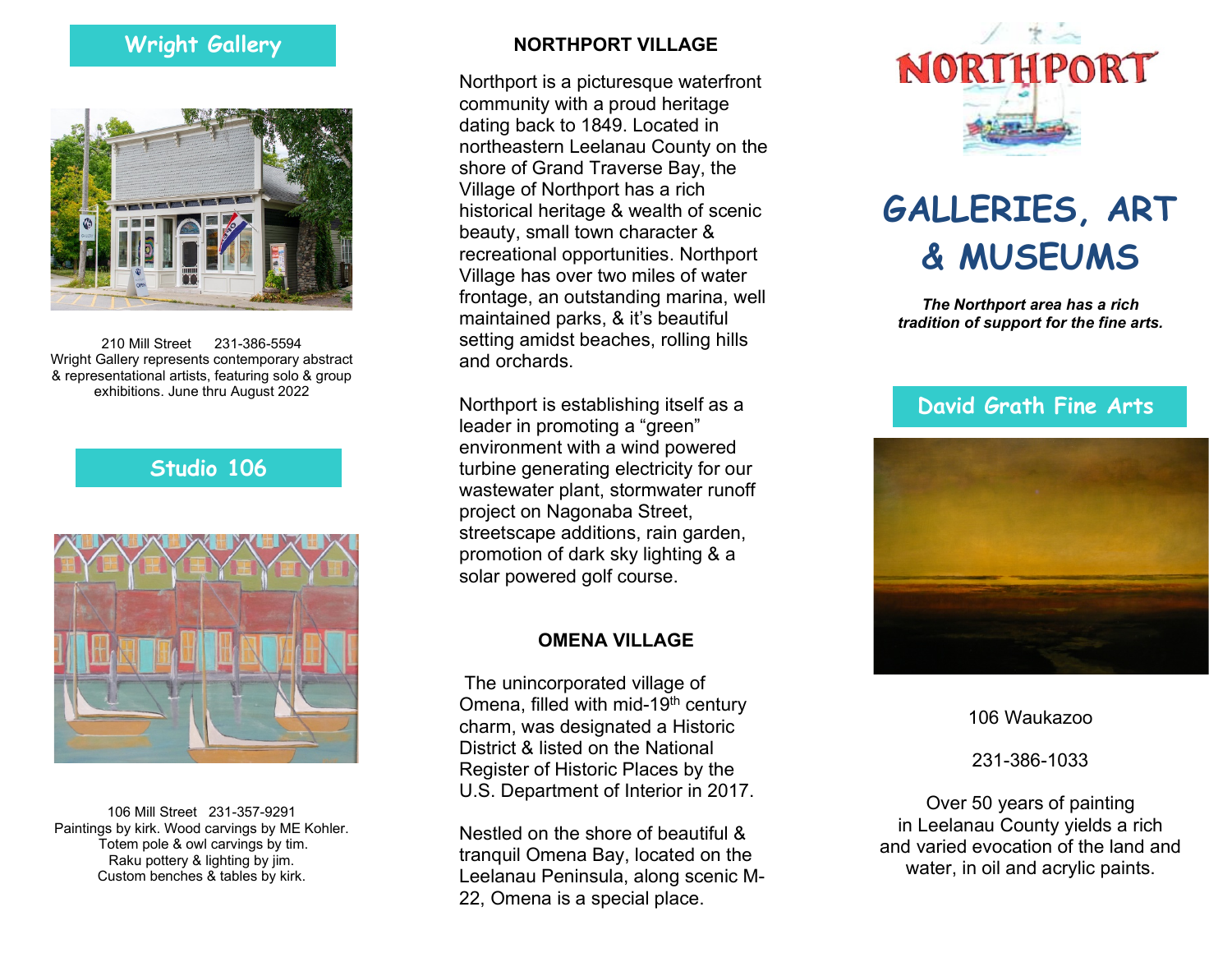## Wright Gallery

210 Mill Street 231-386-5594
Wright Gallery represents contemporary abstract & representational artists, featuring solo & group exhibitions. June thru August 2022

## Studio 106

106 Mill Street 231-357-9291
Paintings by kirk. Wood carvings by ME Kohler.
Totem pole & owl carvings by tim.
Raku pottery & lighting by jim.
Custom benches & tables by kirk.

## NORTHPORT VILLAGE

Northport is a picturesque waterfront community with a proud heritage dating back to 1849. Located in northeastern Leelanau County on the shore of Grand Traverse Bay, the Village of Northport has a rich historical heritage & wealth of scenic beauty, small town character & recreational opportunities. Northport Village has over two miles of water frontage, an outstanding marina, well maintained parks, & it's beautiful setting amidst beaches, rolling hills and orchards.

Northport is establishing itself as a leader in promoting a "green" environment with a wind powered turbine generating electricity for our wastewater plant, stormwater runoff project on Nagonaba Street, streetscape additions, rain garden, promotion of dark sky lighting & a solar powered golf course.

## OMENA VILLAGE

The unincorporated village of Omena, filled with mid-19th century charm, was designated a Historic District & listed on the National Register of Historic Places by the U.S. Department of Interior in 2017.

Nestled on the shore of beautiful & tranquil Omena Bay, located on the Leelanau Peninsula, along scenic M-22, Omena is a special place.

NORTHPORT

# GALLERIES, ART & MUSEUMS

***The Northport area has a rich tradition of support for the fine arts.***

## David Grath Fine Arts

106 Waukazoo

231-386-1033

Over 50 years of painting in Leelanau County yields a rich and varied evocation of the land and water, in oil and acrylic paints.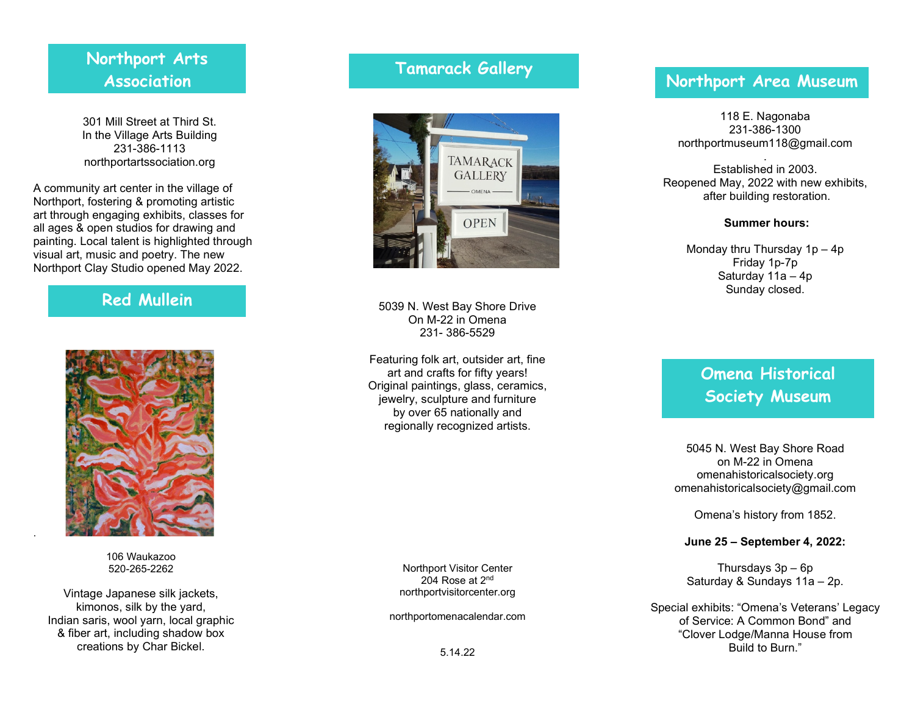## Northport Arts Association

301 Mill Street at Third St.
In the Village Arts Building
231-386-1113
northportartssociation.org

A community art center in the village of Northport, fostering & promoting artistic art through engaging exhibits, classes for all ages & open studios for drawing and painting. Local talent is highlighted through visual art, music and poetry. The new Northport Clay Studio opened May 2022.

## Red Mullein

106 Waukazoo
520-265-2262

Vintage Japanese silk jackets, kimonos, silk by the yard, Indian saris, wool yarn, local graphic & fiber art, including shadow box creations by Char Bickel.

## Tamarack Gallery

5039 N. West Bay Shore Drive
On M-22 in Omena
231- 386-5529

Featuring folk art, outsider art, fine art and crafts for fifty years! Original paintings, glass, ceramics, jewelry, sculpture and furniture by over 65 nationally and regionally recognized artists.

Northport Visitor Center
204 Rose at 2nd
northportvisitorcenter.org

northportomenacalendar.com

5.14.22

## Northport Area Museum

118 E. Nagonaba
231-386-1300
northportmuseum118@gmail.com

Established in 2003.
Reopened May, 2022 with new exhibits, after building restoration.

**Summer hours:**

Monday thru Thursday 1p – 4p
Friday 1p-7p
Saturday 11a – 4p
Sunday closed.

## Omena Historical Society Museum

5045 N. West Bay Shore Road
on M-22 in Omena
omenahistoricalsociety.org
omenahistoricalsociety@gmail.com

Omena's history from 1852.

**June 25 – September 4, 2022:**

Thursdays 3p – 6p
Saturday & Sundays 11a – 2p.

Special exhibits: "Omena's Veterans' Legacy of Service: A Common Bond" and "Clover Lodge/Manna House from Build to Burn."